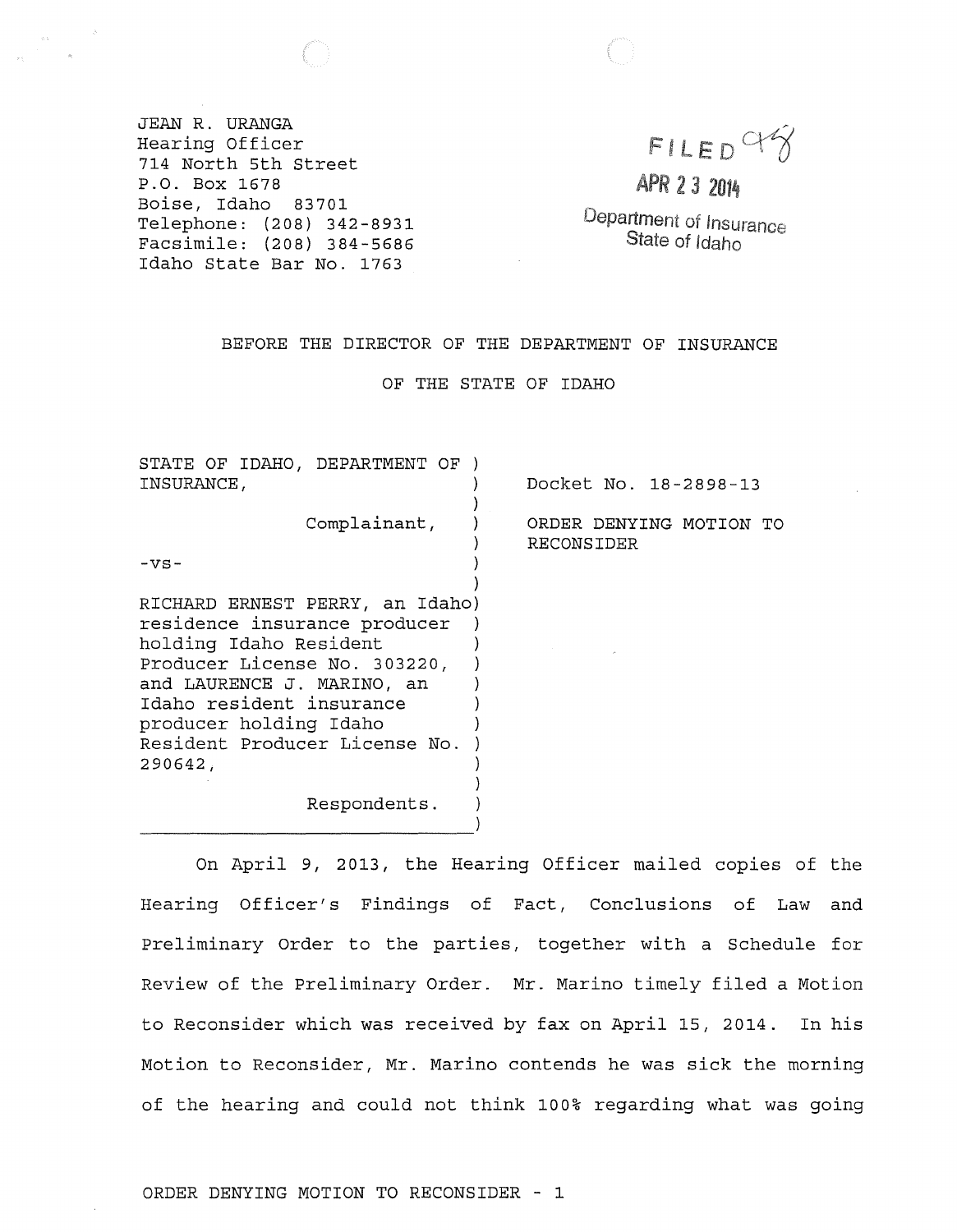JEAN R. URANGA
Hearing Officer
714 North 5th Street
P.O. Box 1678
Boise, Idaho 83701
Telephone: (208) 342-8931
Facsimile: (208) 384-5686
Idaho State Bar No. 1763

FILED
APR 23 2014
Department of Insurance
State of Idaho

BEFORE THE DIRECTOR OF THE DEPARTMENT OF INSURANCE

OF THE STATE OF IDAHO

STATE OF IDAHO, DEPARTMENT OF INSURANCE,

Complainant,

-vs-

RICHARD ERNEST PERRY, an Idaho residence insurance producer holding Idaho Resident Producer License No. 303220, and LAURENCE J. MARINO, an Idaho resident insurance producer holding Idaho Resident Producer License No. 290642,

Respondents.

Docket No. 18-2898-13

ORDER DENYING MOTION TO RECONSIDER

On April 9, 2013, the Hearing Officer mailed copies of the Hearing Officer's Findings of Fact, Conclusions of Law and Preliminary Order to the parties, together with a Schedule for Review of the Preliminary Order. Mr. Marino timely filed a Motion to Reconsider which was received by fax on April 15, 2014. In his Motion to Reconsider, Mr. Marino contends he was sick the morning of the hearing and could not think 100% regarding what was going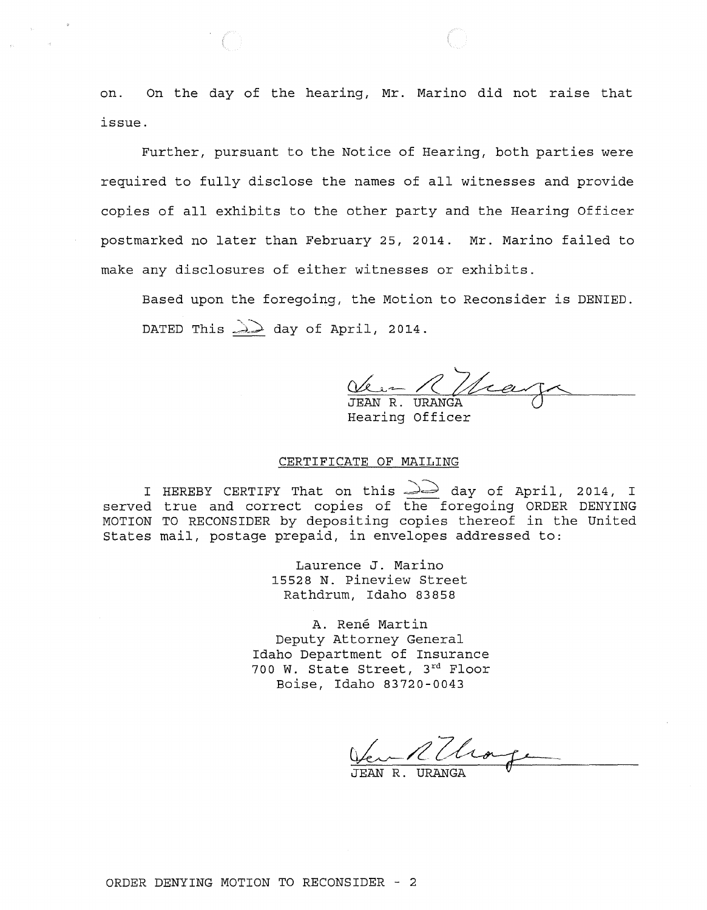on. On the day of the hearing, Mr. Marino did not raise that issue.

Further, pursuant to the Notice of Hearing, both parties were required to fully disclose the names of all witnesses and provide copies of all exhibits to the other party and the Hearing Officer postmarked no later than February 25, 2014. Mr. Marino failed to make any disclosures of either witnesses or exhibits.

Based upon the foregoing, the Motion to Reconsider is DENIED.

DATED This 22 day of April, 2014.

JEAN R. URANGA
Hearing Officer

## CERTIFICATE OF MAILING

I HEREBY CERTIFY That on this 22 day of April, 2014, I served true and correct copies of the foregoing ORDER DENYING MOTION TO RECONSIDER by depositing copies thereof in the United States mail, postage prepaid, in envelopes addressed to:

Laurence J. Marino
15528 N. Pineview Street
Rathdrum, Idaho 83858

A. René Martin
Deputy Attorney General
Idaho Department of Insurance
700 W. State Street, 3rd Floor
Boise, Idaho 83720-0043

JEAN R. URANGA

ORDER DENYING MOTION TO RECONSIDER - 2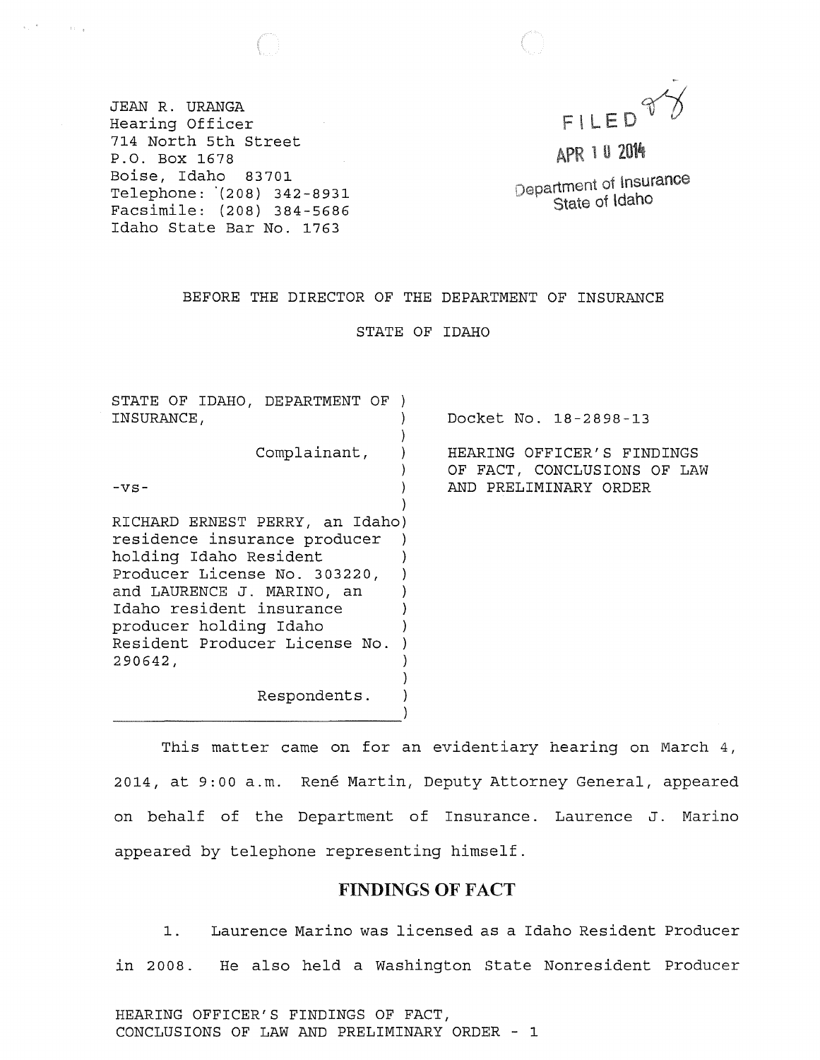JEAN R. URANGA
Hearing Officer
714 North 5th Street
P.O. Box 1678
Boise, Idaho 83701
Telephone: (208) 342-8931
Facsimile: (208) 384-5686
Idaho State Bar No. 1763

FILED
APR 10 2014
Department of Insurance
State of Idaho

BEFORE THE DIRECTOR OF THE DEPARTMENT OF INSURANCE

STATE OF IDAHO

STATE OF IDAHO, DEPARTMENT OF INSURANCE,

Complainant,

-vs-

RICHARD ERNEST PERRY, an Idaho residence insurance producer holding Idaho Resident Producer License No. 303220, and LAURENCE J. MARINO, an Idaho resident insurance producer holding Idaho Resident Producer License No. 290642,

Respondents.

Docket No. 18-2898-13

HEARING OFFICER'S FINDINGS OF FACT, CONCLUSIONS OF LAW AND PRELIMINARY ORDER

This matter came on for an evidentiary hearing on March 4, 2014, at 9:00 a.m. René Martin, Deputy Attorney General, appeared on behalf of the Department of Insurance. Laurence J. Marino appeared by telephone representing himself.

## FINDINGS OF FACT

1. Laurence Marino was licensed as a Idaho Resident Producer in 2008. He also held a Washington State Nonresident Producer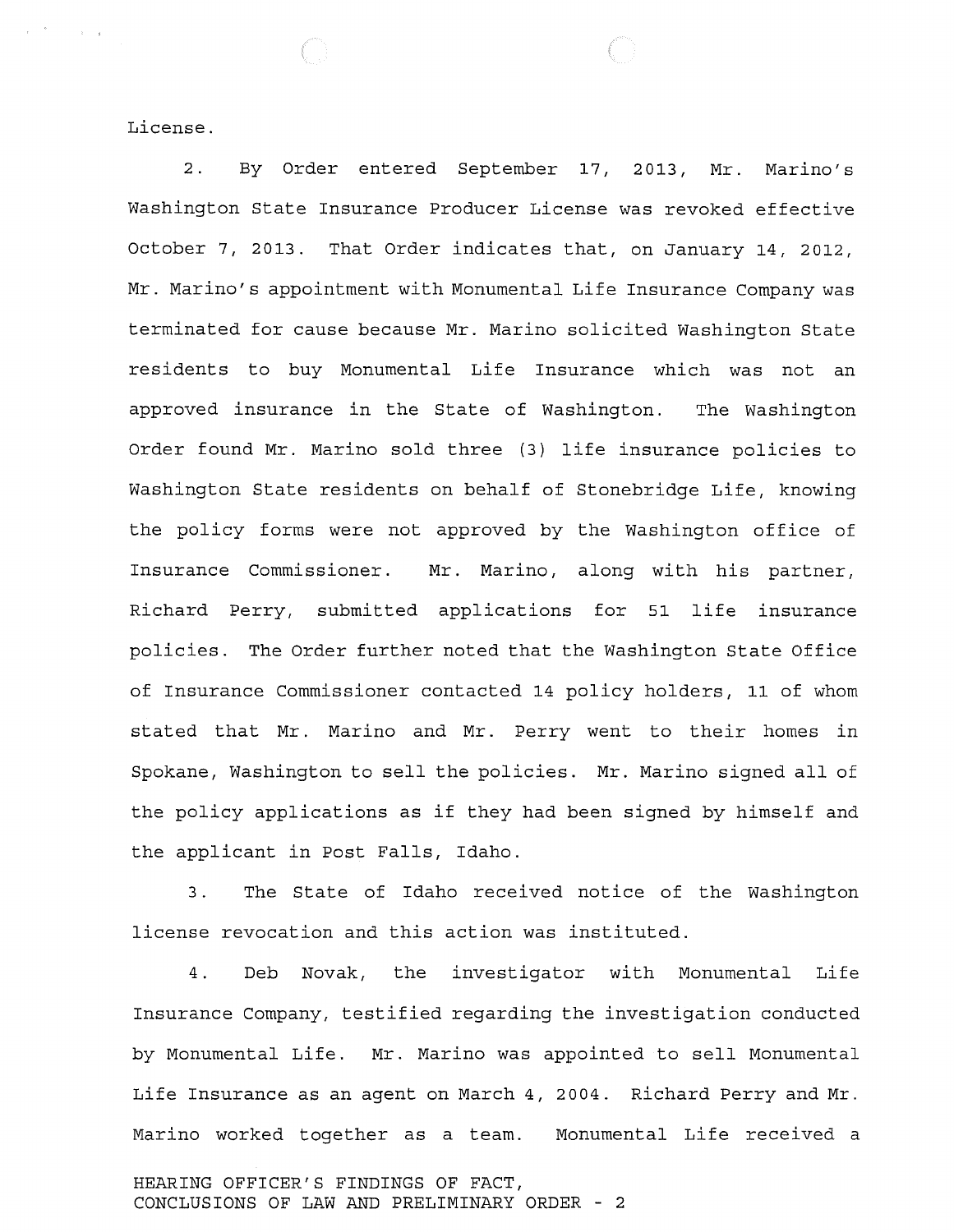License.

2. By Order entered September 17, 2013, Mr. Marino's Washington State Insurance Producer License was revoked effective October 7, 2013. That Order indicates that, on January 14, 2012, Mr. Marino's appointment with Monumental Life Insurance Company was terminated for cause because Mr. Marino solicited Washington State residents to buy Monumental Life Insurance which was not an approved insurance in the State of Washington. The Washington Order found Mr. Marino sold three (3) life insurance policies to Washington State residents on behalf of Stonebridge Life, knowing the policy forms were not approved by the Washington office of Insurance Commissioner. Mr. Marino, along with his partner, Richard Perry, submitted applications for 51 life insurance policies. The Order further noted that the Washington State Office of Insurance Commissioner contacted 14 policy holders, 11 of whom stated that Mr. Marino and Mr. Perry went to their homes in Spokane, Washington to sell the policies. Mr. Marino signed all of the policy applications as if they had been signed by himself and the applicant in Post Falls, Idaho.

3. The State of Idaho received notice of the Washington license revocation and this action was instituted.

4. Deb Novak, the investigator with Monumental Life Insurance Company, testified regarding the investigation conducted by Monumental Life. Mr. Marino was appointed to sell Monumental Life Insurance as an agent on March 4, 2004. Richard Perry and Mr. Marino worked together as a team. Monumental Life received a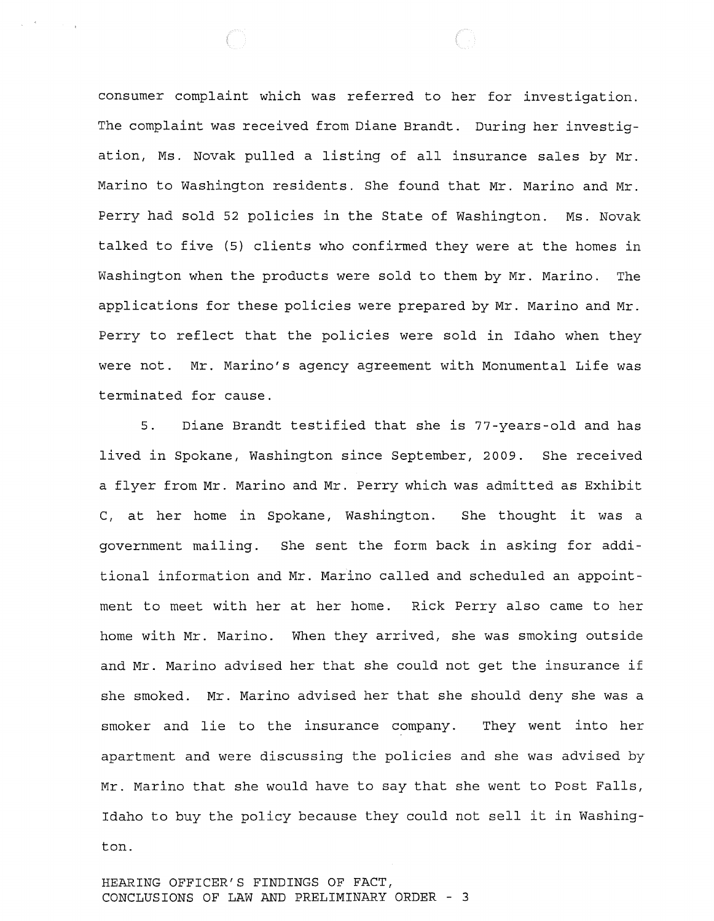consumer complaint which was referred to her for investigation. The complaint was received from Diane Brandt. During her investigation, Ms. Novak pulled a listing of all insurance sales by Mr. Marino to Washington residents. She found that Mr. Marino and Mr. Perry had sold 52 policies in the State of Washington. Ms. Novak talked to five (5) clients who confirmed they were at the homes in Washington when the products were sold to them by Mr. Marino. The applications for these policies were prepared by Mr. Marino and Mr. Perry to reflect that the policies were sold in Idaho when they were not. Mr. Marino's agency agreement with Monumental Life was terminated for cause.

5. Diane Brandt testified that she is 77-years-old and has lived in Spokane, Washington since September, 2009. She received a flyer from Mr. Marino and Mr. Perry which was admitted as Exhibit C, at her home in Spokane, Washington. She thought it was a government mailing. She sent the form back in asking for additional information and Mr. Marino called and scheduled an appointment to meet with her at her home. Rick Perry also came to her home with Mr. Marino. When they arrived, she was smoking outside and Mr. Marino advised her that she could not get the insurance if she smoked. Mr. Marino advised her that she should deny she was a smoker and lie to the insurance company. They went into her apartment and were discussing the policies and she was advised by Mr. Marino that she would have to say that she went to Post Falls, Idaho to buy the policy because they could not sell it in Washington.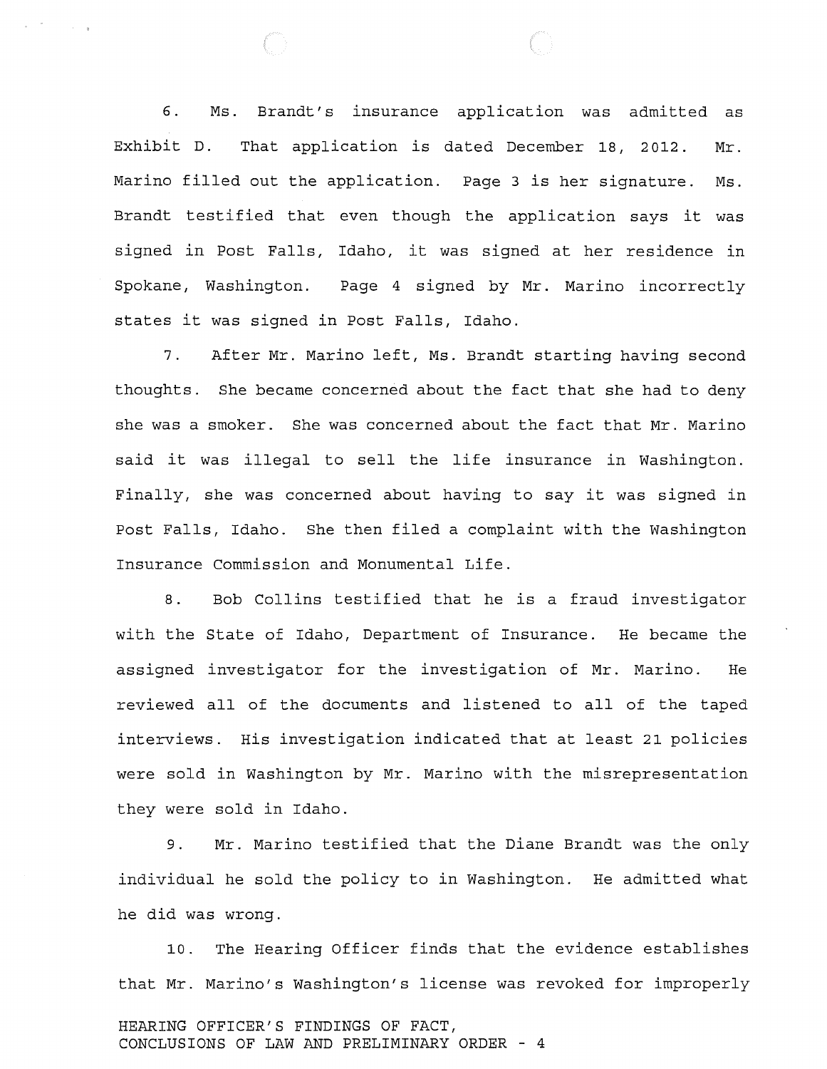6. Ms. Brandt's insurance application was admitted as Exhibit D. That application is dated December 18, 2012. Mr. Marino filled out the application. Page 3 is her signature. Ms. Brandt testified that even though the application says it was signed in Post Falls, Idaho, it was signed at her residence in Spokane, Washington. Page 4 signed by Mr. Marino incorrectly states it was signed in Post Falls, Idaho.

7. After Mr. Marino left, Ms. Brandt starting having second thoughts. She became concerned about the fact that she had to deny she was a smoker. She was concerned about the fact that Mr. Marino said it was illegal to sell the life insurance in Washington. Finally, she was concerned about having to say it was signed in Post Falls, Idaho. She then filed a complaint with the Washington Insurance Commission and Monumental Life.

8. Bob Collins testified that he is a fraud investigator with the State of Idaho, Department of Insurance. He became the assigned investigator for the investigation of Mr. Marino. He reviewed all of the documents and listened to all of the taped interviews. His investigation indicated that at least 21 policies were sold in Washington by Mr. Marino with the misrepresentation they were sold in Idaho.

9. Mr. Marino testified that the Diane Brandt was the only individual he sold the policy to in Washington. He admitted what he did was wrong.

10. The Hearing Officer finds that the evidence establishes that Mr. Marino's Washington's license was revoked for improperly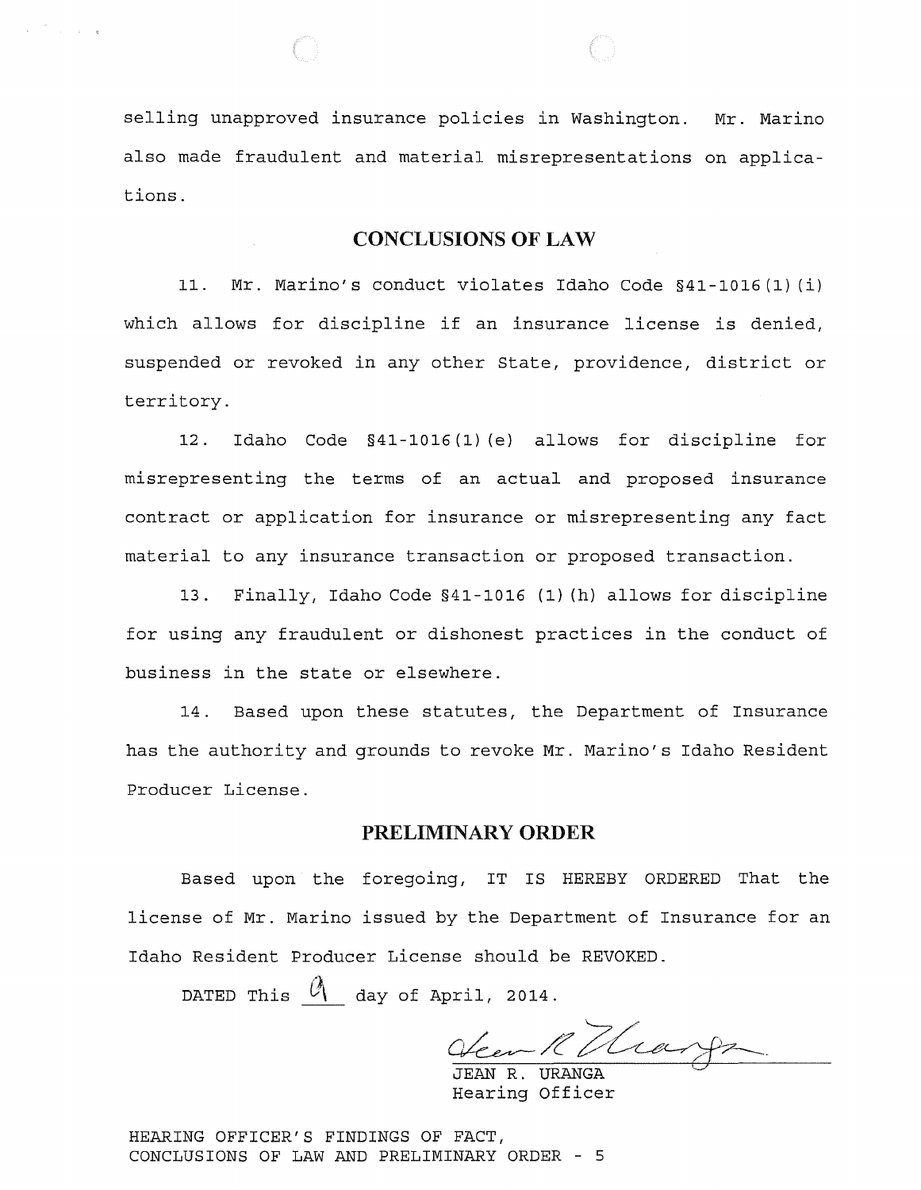selling unapproved insurance policies in Washington. Mr. Marino also made fraudulent and material misrepresentations on applications.

## CONCLUSIONS OF LAW

11. Mr. Marino's conduct violates Idaho Code §41-1016(1)(i) which allows for discipline if an insurance license is denied, suspended or revoked in any other State, providence, district or territory.

12. Idaho Code §41-1016(1)(e) allows for discipline for misrepresenting the terms of an actual and proposed insurance contract or application for insurance or misrepresenting any fact material to any insurance transaction or proposed transaction.

13. Finally, Idaho Code §41-1016 (1)(h) allows for discipline for using any fraudulent or dishonest practices in the conduct of business in the state or elsewhere.

14. Based upon these statutes, the Department of Insurance has the authority and grounds to revoke Mr. Marino's Idaho Resident Producer License.

## PRELIMINARY ORDER

Based upon the foregoing, IT IS HEREBY ORDERED That the license of Mr. Marino issued by the Department of Insurance for an Idaho Resident Producer License should be REVOKED.

DATED This 9 day of April, 2014.

JEAN R. URANGA
Hearing Officer

HEARING OFFICER'S FINDINGS OF FACT, CONCLUSIONS OF LAW AND PRELIMINARY ORDER - 5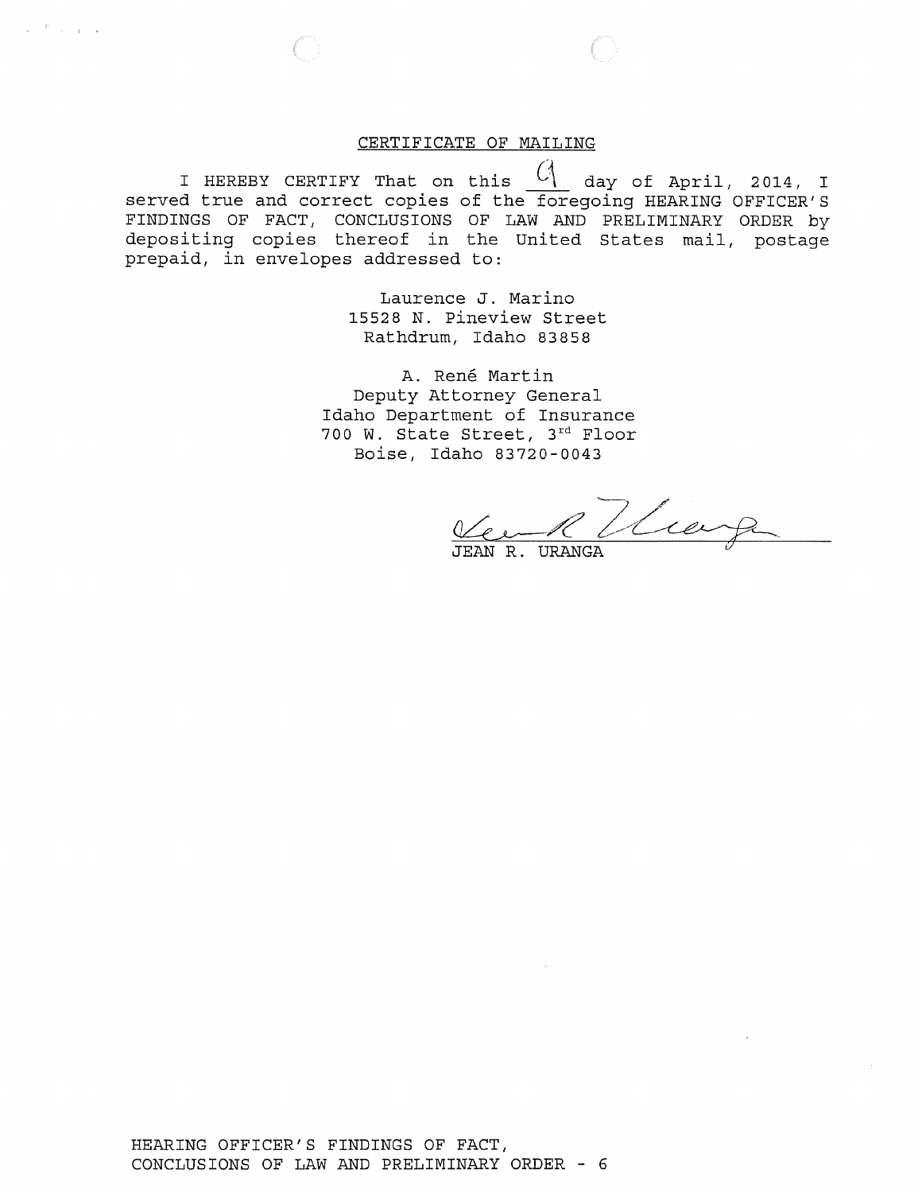## CERTIFICATE OF MAILING

I HEREBY CERTIFY That on this 9 day of April, 2014, I served true and correct copies of the foregoing HEARING OFFICER'S FINDINGS OF FACT, CONCLUSIONS OF LAW AND PRELIMINARY ORDER by depositing copies thereof in the United States mail, postage prepaid, in envelopes addressed to:

Laurence J. Marino
15528 N. Pineview Street
Rathdrum, Idaho 83858

A. René Martin
Deputy Attorney General
Idaho Department of Insurance
700 W. State Street, 3rd Floor
Boise, Idaho 83720-0043

JEAN R. URANGA